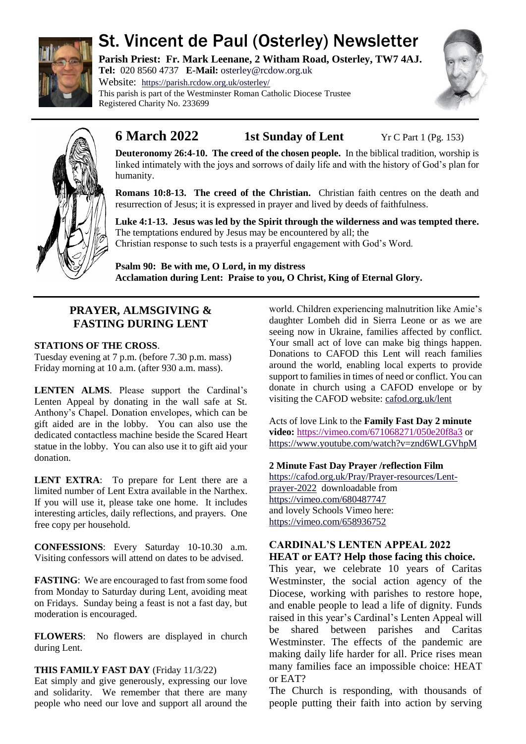# St. Vincent de Paul (Osterley) Newsletter

**Parish Priest: Fr. Mark Leenane, 2 Witham Road, Osterley, TW7 4AJ.**
**Tel:** 020 8560 4737 **E-Mail:** osterley@rcdow.org.uk
Website: https://parish.rcdow.org.uk/osterley/
This parish is part of the Westminster Roman Catholic Diocese Trustee
Registered Charity No. 233699

## 6 March 2022 — 1st Sunday of Lent — Yr C Part 1 (Pg. 153)

**Deuteronomy 26:4-10. The creed of the chosen people.** In the biblical tradition, worship is linked intimately with the joys and sorrows of daily life and with the history of God's plan for humanity.

**Romans 10:8-13. The creed of the Christian.** Christian faith centres on the death and resurrection of Jesus; it is expressed in prayer and lived by deeds of faithfulness.

**Luke 4:1-13. Jesus was led by the Spirit through the wilderness and was tempted there.** The temptations endured by Jesus may be encountered by all; the Christian response to such tests is a prayerful engagement with God's Word.

**Psalm 90: Be with me, O Lord, in my distress**
**Acclamation during Lent: Praise to you, O Christ, King of Eternal Glory.**

## PRAYER, ALMSGIVING & FASTING DURING LENT

**STATIONS OF THE CROSS**.
Tuesday evening at 7 p.m. (before 7.30 p.m. mass)
Friday morning at 10 a.m. (after 930 a.m. mass).

**LENTEN ALMS**. Please support the Cardinal's Lenten Appeal by donating in the wall safe at St. Anthony's Chapel. Donation envelopes, which can be gift aided are in the lobby. You can also use the dedicated contactless machine beside the Scared Heart statue in the lobby. You can also use it to gift aid your donation.

**LENT EXTRA**: To prepare for Lent there are a limited number of Lent Extra available in the Narthex. If you will use it, please take one home. It includes interesting articles, daily reflections, and prayers. One free copy per household.

**CONFESSIONS**: Every Saturday 10-10.30 a.m. Visiting confessors will attend on dates to be advised.

**FASTING**: We are encouraged to fast from some food from Monday to Saturday during Lent, avoiding meat on Fridays. Sunday being a feast is not a fast day, but moderation is encouraged.

**FLOWERS**: No flowers are displayed in church during Lent.

**THIS FAMILY FAST DAY** (Friday 11/3/22)
Eat simply and give generously, expressing our love and solidarity. We remember that there are many people who need our love and support all around the world. Children experiencing malnutrition like Amie's daughter Lombeh did in Sierra Leone or as we are seeing now in Ukraine, families affected by conflict. Your small act of love can make big things happen. Donations to CAFOD this Lent will reach families around the world, enabling local experts to provide support to families in times of need or conflict. You can donate in church using a CAFOD envelope or by visiting the CAFOD website: cafod.org.uk/lent

Acts of love Link to the **Family Fast Day 2 minute video:** https://vimeo.com/671068271/050e20f8a3 or https://www.youtube.com/watch?v=znd6WLGVhpM

**2 Minute Fast Day Prayer /reflection Film**
https://cafod.org.uk/Pray/Prayer-resources/Lent-prayer-2022 downloadable from https://vimeo.com/680487747
and lovely Schools Vimeo here: https://vimeo.com/658936752

**CARDINAL'S LENTEN APPEAL 2022**
**HEAT or EAT? Help those facing this choice.**

This year, we celebrate 10 years of Caritas Westminster, the social action agency of the Diocese, working with parishes to restore hope, and enable people to lead a life of dignity. Funds raised in this year's Cardinal's Lenten Appeal will be shared between parishes and Caritas Westminster. The effects of the pandemic are making daily life harder for all. Price rises mean many families face an impossible choice: HEAT or EAT?

The Church is responding, with thousands of people putting their faith into action by serving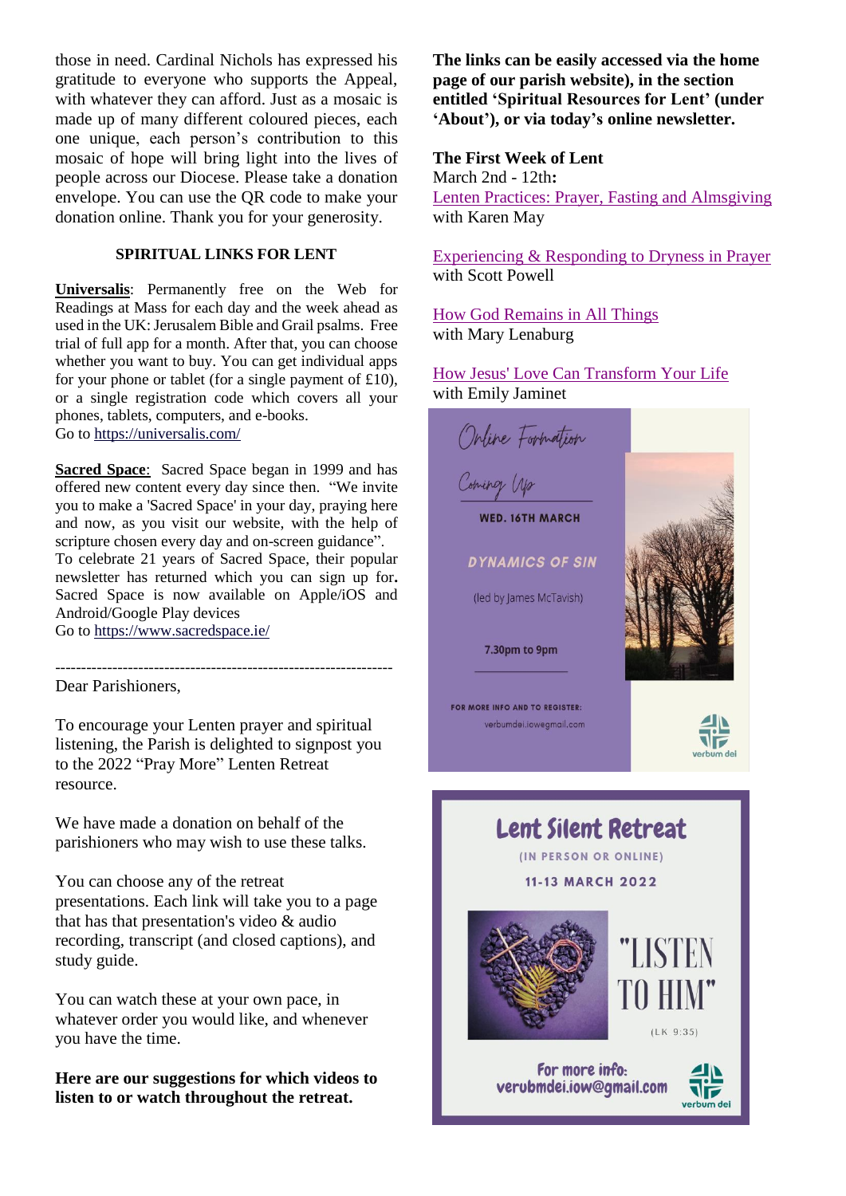those in need. Cardinal Nichols has expressed his gratitude to everyone who supports the Appeal, with whatever they can afford. Just as a mosaic is made up of many different coloured pieces, each one unique, each person's contribution to this mosaic of hope will bring light into the lives of people across our Diocese. Please take a donation envelope. You can use the QR code to make your donation online. Thank you for your generosity.

### SPIRITUAL LINKS FOR LENT

**Universalis**: Permanently free on the Web for Readings at Mass for each day and the week ahead as used in the UK: Jerusalem Bible and Grail psalms. Free trial of full app for a month. After that, you can choose whether you want to buy. You can get individual apps for your phone or tablet (for a single payment of £10), or a single registration code which covers all your phones, tablets, computers, and e-books.
Go to https://universalis.com/

**Sacred Space**: Sacred Space began in 1999 and has offered new content every day since then. "We invite you to make a 'Sacred Space' in your day, praying here and now, as you visit our website, with the help of scripture chosen every day and on-screen guidance". To celebrate 21 years of Sacred Space, their popular newsletter has returned which you can sign up for. Sacred Space is now available on Apple/iOS and Android/Google Play devices
Go to https://www.sacredspace.ie/

---

Dear Parishioners,

To encourage your Lenten prayer and spiritual listening, the Parish is delighted to signpost you to the 2022 "Pray More" Lenten Retreat resource.

We have made a donation on behalf of the parishioners who may wish to use these talks.

You can choose any of the retreat presentations. Each link will take you to a page that has that presentation's video & audio recording, transcript (and closed captions), and study guide.

You can watch these at your own pace, in whatever order you would like, and whenever you have the time.

**Here are our suggestions for which videos to listen to or watch throughout the retreat.**

**The links can be easily accessed via the home page of our parish website), in the section entitled 'Spiritual Resources for Lent' (under 'About'), or via today's online newsletter.**

**The First Week of Lent**
March 2nd - 12th**:**
Lenten Practices: Prayer, Fasting and Almsgiving
with Karen May

Experiencing & Responding to Dryness in Prayer
with Scott Powell

How God Remains in All Things
with Mary Lenaburg

How Jesus' Love Can Transform Your Life
with Emily Jaminet

Online Formation
Coming Up
WED. 16TH MARCH
DYNAMICS OF SIN
(led by James McTavish)
7.30pm to 9pm
FOR MORE INFO AND TO REGISTER:
verbumdei.iowegmail.com
verbum dei

Lent Silent Retreat
(IN PERSON OR ONLINE)
11-13 MARCH 2022
"LISTEN TO HIM"
(LK 9:35)
For more info:
verubmdei.iow@gmail.com
verbum dei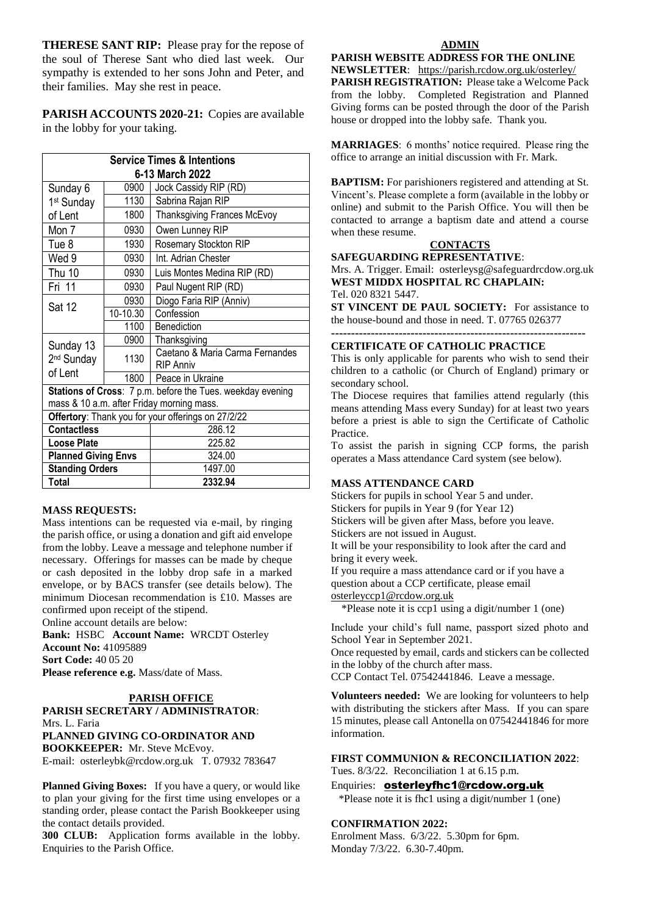**THERESE SANT RIP:** Please pray for the repose of the soul of Therese Sant who died last week. Our sympathy is extended to her sons John and Peter, and their families. May she rest in peace.

**PARISH ACCOUNTS 2020-21:** Copies are available in the lobby for your taking.

| Service Times & Intentions 6-13 March 2022 | | |
|---|---|---|
| Sunday 6 1st Sunday of Lent | 0900 | Jock Cassidy RIP (RD) |
| | 1130 | Sabrina Rajan RIP |
| | 1800 | Thanksgiving Frances McEvoy |
| Mon 7 | 0930 | Owen Lunney RIP |
| Tue 8 | 1930 | Rosemary Stockton RIP |
| Wed 9 | 0930 | Int. Adrian Chester |
| Thu 10 | 0930 | Luis Montes Medina RIP (RD) |
| Fri 11 | 0930 | Paul Nugent RIP (RD) |
| Sat 12 | 0930 | Diogo Faria RIP (Anniv) |
| | 10-10.30 | Confession |
| | 1100 | Benediction |
| Sunday 13 2nd Sunday of Lent | 0900 | Thanksgiving |
| | 1130 | Caetano & Maria Carma Fernandes RIP Anniv |
| | 1800 | Peace in Ukraine |
| **Stations of Cross**: 7 p.m. before the Tues. weekday evening mass & 10 a.m. after Friday morning mass. | | |
| **Offertory**: Thank you for your offerings on 27/2/22 | | |
| **Contactless** | | 286.12 |
| **Loose Plate** | | 225.82 |
| **Planned Giving Envs** | | 324.00 |
| **Standing Orders** | | 1497.00 |
| **Total** | | **2332.94** |

**MASS REQUESTS:**

Mass intentions can be requested via e-mail, by ringing the parish office, or using a donation and gift aid envelope from the lobby. Leave a message and telephone number if necessary. Offerings for masses can be made by cheque or cash deposited in the lobby drop safe in a marked envelope, or by BACS transfer (see details below). The minimum Diocesan recommendation is £10. Masses are confirmed upon receipt of the stipend.

Online account details are below:

**Bank:** HSBC **Account Name:** WRCDT Osterley
**Account No:** 41095889
**Sort Code:** 40 05 20
**Please reference e.g.** Mass/date of Mass.

## PARISH OFFICE

**PARISH SECRETARY / ADMINISTRATOR**:
Mrs. L. Faria

**PLANNED GIVING CO-ORDINATOR AND BOOKKEEPER:** Mr. Steve McEvoy.
E-mail: osterleybk@rcdow.org.uk T. 07932 783647

**Planned Giving Boxes:** If you have a query, or would like to plan your giving for the first time using envelopes or a standing order, please contact the Parish Bookkeeper using the contact details provided.

**300 CLUB:** Application forms available in the lobby. Enquiries to the Parish Office.

## ADMIN

**PARISH WEBSITE ADDRESS FOR THE ONLINE NEWSLETTER**: https://parish.rcdow.org.uk/osterley/

**PARISH REGISTRATION:** Please take a Welcome Pack from the lobby. Completed Registration and Planned Giving forms can be posted through the door of the Parish house or dropped into the lobby safe. Thank you.

**MARRIAGES**: 6 months' notice required. Please ring the office to arrange an initial discussion with Fr. Mark.

**BAPTISM:** For parishioners registered and attending at St. Vincent's. Please complete a form (available in the lobby or online) and submit to the Parish Office. You will then be contacted to arrange a baptism date and attend a course when these resume.

## CONTACTS

**SAFEGUARDING REPRESENTATIVE**:
Mrs. A. Trigger. Email: osterleysg@safeguardrcdow.org.uk

**WEST MIDDX HOSPITAL RC CHAPLAIN:**
Tel. 020 8321 5447.

**ST VINCENT DE PAUL SOCIETY:** For assistance to the house-bound and those in need. T. 07765 026377

---

**CERTIFICATE OF CATHOLIC PRACTICE**

This is only applicable for parents who wish to send their children to a catholic (or Church of England) primary or secondary school.

The Diocese requires that families attend regularly (this means attending Mass every Sunday) for at least two years before a priest is able to sign the Certificate of Catholic Practice.

To assist the parish in signing CCP forms, the parish operates a Mass attendance Card system (see below).

**MASS ATTENDANCE CARD**

Stickers for pupils in school Year 5 and under.
Stickers for pupils in Year 9 (for Year 12)
Stickers will be given after Mass, before you leave.
Stickers are not issued in August.
It will be your responsibility to look after the card and bring it every week.
If you require a mass attendance card or if you have a question about a CCP certificate, please email osterleyccp1@rcdow.org.uk

*Please note it is ccp1 using a digit/number 1 (one)

Include your child's full name, passport sized photo and School Year in September 2021.

Once requested by email, cards and stickers can be collected in the lobby of the church after mass.

CCP Contact Tel. 07542441846. Leave a message.

**Volunteers needed:** We are looking for volunteers to help with distributing the stickers after Mass. If you can spare 15 minutes, please call Antonella on 07542441846 for more information.

**FIRST COMMUNION & RECONCILIATION 2022**:
Tues. 8/3/22. Reconciliation 1 at 6.15 p.m.
Enquiries: **osterleyfhc1@rcdow.org.uk**

*Please note it is fhc1 using a digit/number 1 (one)

**CONFIRMATION 2022:**
Enrolment Mass. 6/3/22. 5.30pm for 6pm.
Monday 7/3/22. 6.30-7.40pm.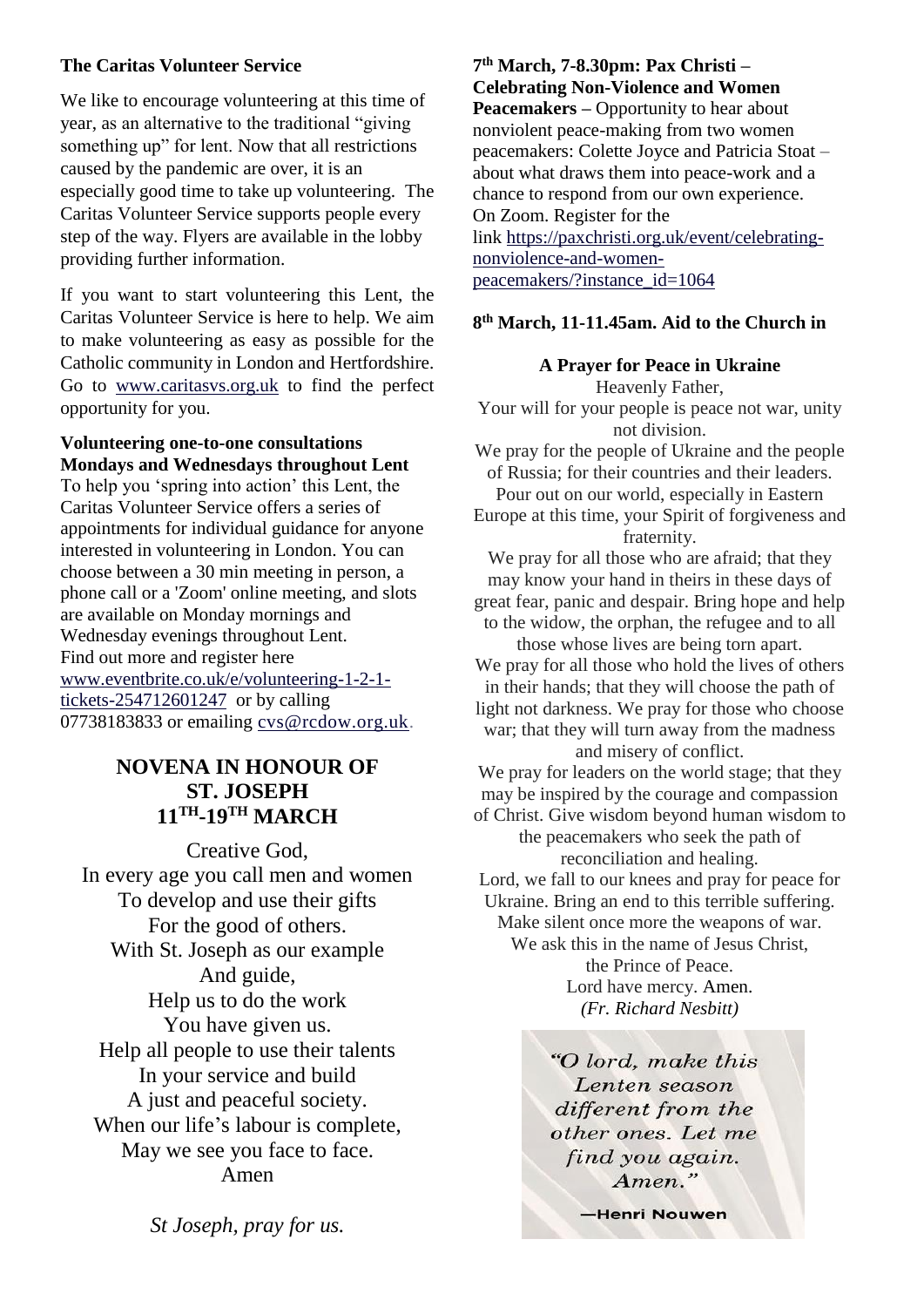**The Caritas Volunteer Service**

We like to encourage volunteering at this time of year, as an alternative to the traditional "giving something up" for lent. Now that all restrictions caused by the pandemic are over, it is an especially good time to take up volunteering. The Caritas Volunteer Service supports people every step of the way. Flyers are available in the lobby providing further information.

If you want to start volunteering this Lent, the Caritas Volunteer Service is here to help. We aim to make volunteering as easy as possible for the Catholic community in London and Hertfordshire. Go to www.caritasvs.org.uk to find the perfect opportunity for you.

**Volunteering one-to-one consultations Mondays and Wednesdays throughout Lent**
To help you 'spring into action' this Lent, the Caritas Volunteer Service offers a series of appointments for individual guidance for anyone interested in volunteering in London. You can choose between a 30 min meeting in person, a phone call or a 'Zoom' online meeting, and slots are available on Monday mornings and Wednesday evenings throughout Lent.
Find out more and register here www.eventbrite.co.uk/e/volunteering-1-2-1-tickets-254712601247 or by calling 07738183833 or emailing cvs@rcdow.org.uk.

## NOVENA IN HONOUR OF ST. JOSEPH 11TH-19TH MARCH

Creative God,
In every age you call men and women
To develop and use their gifts
For the good of others.
With St. Joseph as our example
And guide,
Help us to do the work
You have given us.
Help all people to use their talents
In your service and build
A just and peaceful society.
When our life's labour is complete,
May we see you face to face.
Amen

*St Joseph, pray for us.*

**7th March, 7-8.30pm: Pax Christi – Celebrating Non-Violence and Women Peacemakers –** Opportunity to hear about nonviolent peace-making from two women peacemakers: Colette Joyce and Patricia Stoat – about what draws them into peace-work and a chance to respond from our own experience. On Zoom. Register for the link https://paxchristi.org.uk/event/celebrating-nonviolence-and-women-peacemakers/?instance_id=1064

**8th March, 11-11.45am. Aid to the Church in**

**A Prayer for Peace in Ukraine**

Heavenly Father,
Your will for your people is peace not war, unity not division.
We pray for the people of Ukraine and the people of Russia; for their countries and their leaders.
Pour out on our world, especially in Eastern Europe at this time, your Spirit of forgiveness and fraternity.
We pray for all those who are afraid; that they may know your hand in theirs in these days of great fear, panic and despair. Bring hope and help to the widow, the orphan, the refugee and to all those whose lives are being torn apart.
We pray for all those who hold the lives of others in their hands; that they will choose the path of light not darkness. We pray for those who choose war; that they will turn away from the madness and misery of conflict.
We pray for leaders on the world stage; that they may be inspired by the courage and compassion of Christ. Give wisdom beyond human wisdom to the peacemakers who seek the path of reconciliation and healing.
Lord, we fall to our knees and pray for peace for Ukraine. Bring an end to this terrible suffering.
Make silent once more the weapons of war.
We ask this in the name of Jesus Christ, the Prince of Peace.
Lord have mercy. Amen.
*(Fr. Richard Nesbitt)*

*"O lord, make this Lenten season different from the other ones. Let me find you again. Amen."*

**—Henri Nouwen**